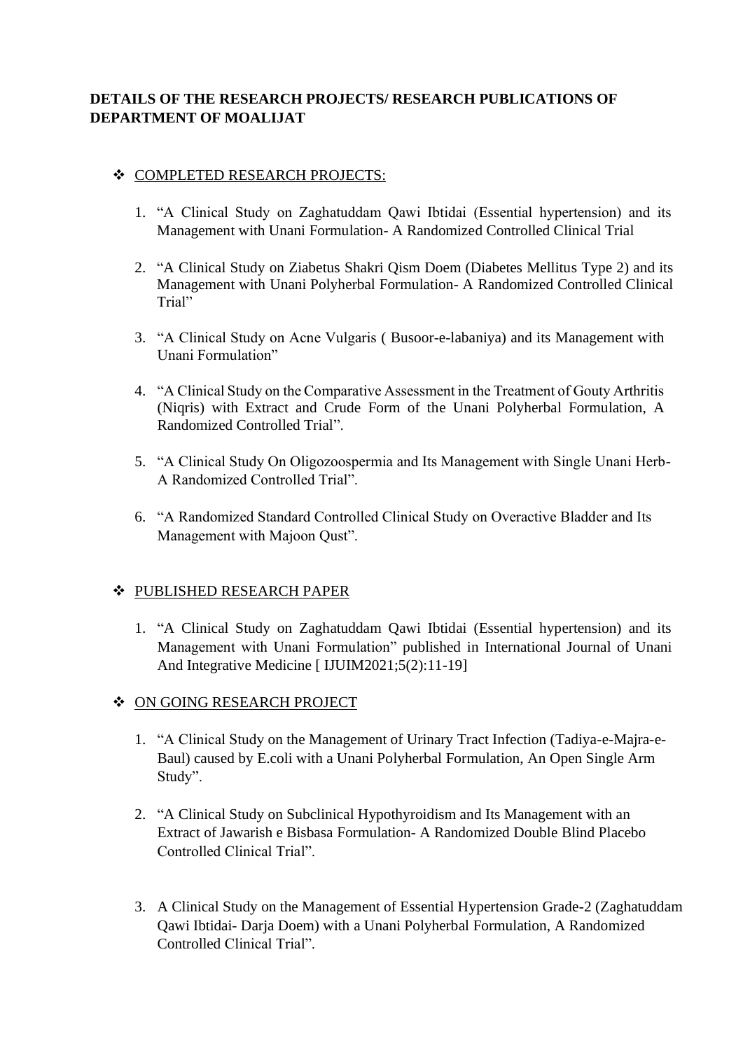**DETAILS OF THE RESEARCH PROJECTS/ RESEARCH PUBLICATIONS OF DEPARTMENT OF MOALIJAT**

## ❖ COMPLETED RESEARCH PROJECTS:

1. "A Clinical Study on Zaghatuddam Qawi Ibtidai (Essential hypertension) and its Management with Unani Formulation- A Randomized Controlled Clinical Trial

2. "A Clinical Study on Ziabetus Shakri Qism Doem (Diabetes Mellitus Type 2) and its Management with Unani Polyherbal Formulation- A Randomized Controlled Clinical Trial"

3. "A Clinical Study on Acne Vulgaris ( Busoor-e-labaniya) and its Management with Unani Formulation"

4. "A Clinical Study on the Comparative Assessment in the Treatment of Gouty Arthritis (Niqris) with Extract and Crude Form of the Unani Polyherbal Formulation, A Randomized Controlled Trial".

5. "A Clinical Study On Oligozoospermia and Its Management with Single Unani Herb- A Randomized Controlled Trial".

6. "A Randomized Standard Controlled Clinical Study on Overactive Bladder and Its Management with Majoon Qust".

## ❖ PUBLISHED RESEARCH PAPER

1. "A Clinical Study on Zaghatuddam Qawi Ibtidai (Essential hypertension) and its Management with Unani Formulation" published in International Journal of Unani And Integrative Medicine [ IJUIM2021;5(2):11-19]

## ❖ ON GOING RESEARCH PROJECT

1. "A Clinical Study on the Management of Urinary Tract Infection (Tadiya-e-Majra-e-Baul) caused by E.coli with a Unani Polyherbal Formulation, An Open Single Arm Study".

2. "A Clinical Study on Subclinical Hypothyroidism and Its Management with an Extract of Jawarish e Bisbasa Formulation- A Randomized Double Blind Placebo Controlled Clinical Trial".

3. A Clinical Study on the Management of Essential Hypertension Grade-2 (Zaghatuddam Qawi Ibtidai- Darja Doem) with a Unani Polyherbal Formulation, A Randomized Controlled Clinical Trial".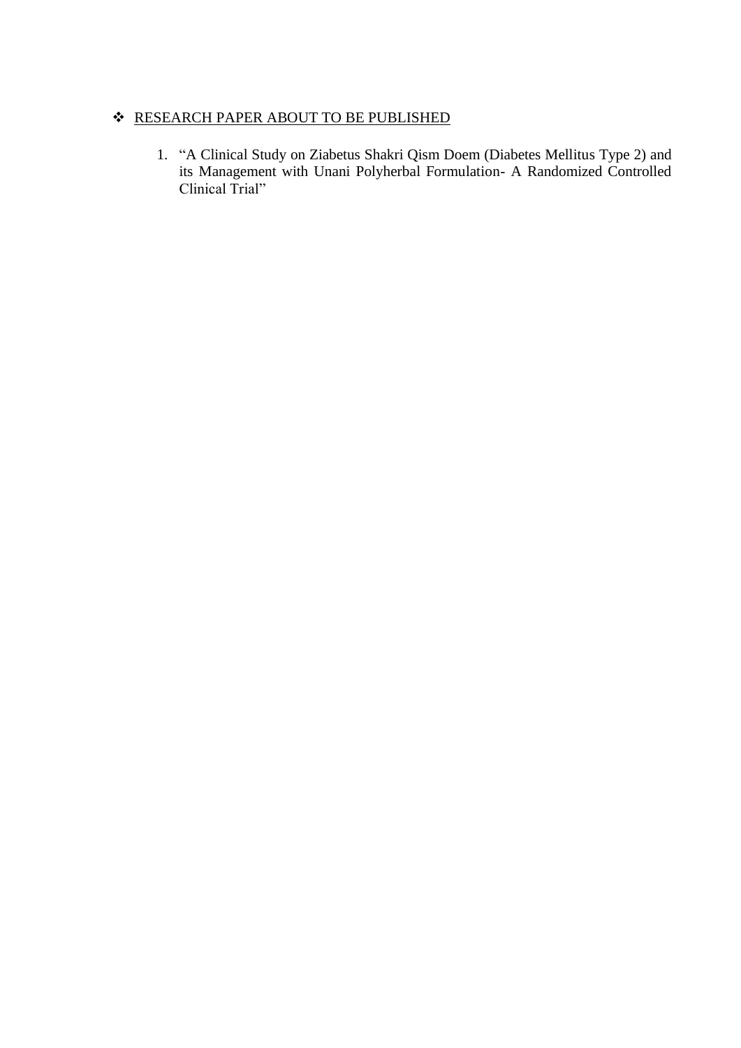- <u>RESEARCH PAPER ABOUT TO BE PUBLISHED</u>

1. "A Clinical Study on Ziabetus Shakri Qism Doem (Diabetes Mellitus Type 2) and its Management with Unani Polyherbal Formulation- A Randomized Controlled Clinical Trial"